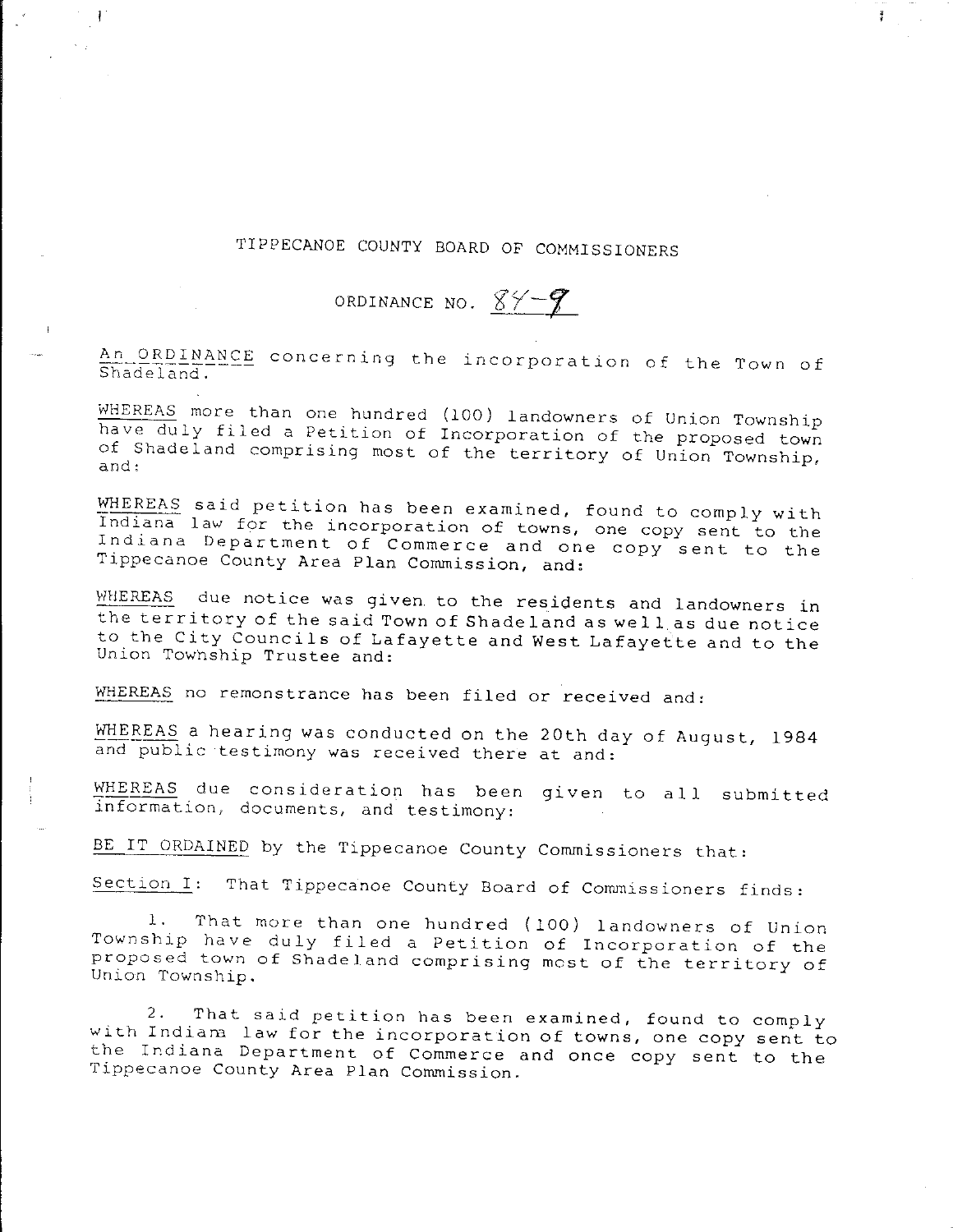# TIPPECANOE COUNTY BOARD OF COMMISSIONERS

## ORDINANCE NO. 84-9

An ORDINANCE concerning the incorporation of the Town of Shadeland.

WHEREAS more than one hundred (100) landowners of Union Township have duly filed a Petition of Incorporation of the proposed town of Shadeland comprising most of the territory of Union Township, and:

WHEREAS said petition has been examined, found to comply with Indiana law for the incorporation of towns, one copy sent to the Indiana Department of Commerce and one copy sent to the Tippecanoe County Area Plan Commission, and:

WHEREAS due notice was given to the residents and landowners in the territory of the said Town of Shadeland as well as due notice to the City Councils of Lafayette and West Lafayette and to the Union Township Trustee and:

WHEREAS no remonstrance has been filed or received and:

WHEREAS a hearing was conducted on the 20th day of August, 1984 and public testimony was received there at and:

WHEREAS due consideration has been given to all submitted information, documents, and testimony:

BE IT ORDAINED by the Tippecanoe County Commissioners that:

Section I: That Tippecanoe County Board of Commissioners finds:

1. That more than one hundred (100) landowners of Union Township have duly filed a Petition of Incorporation of the proposed town of Shadeland comprising most of the territory of Union Township.

2. That said petition has been examined, found to comply with Indiana law for the incorporation of towns, one copy sent to the Indiana Department of Commerce and once copy sent to the Tippecanoe County Area Plan Commission.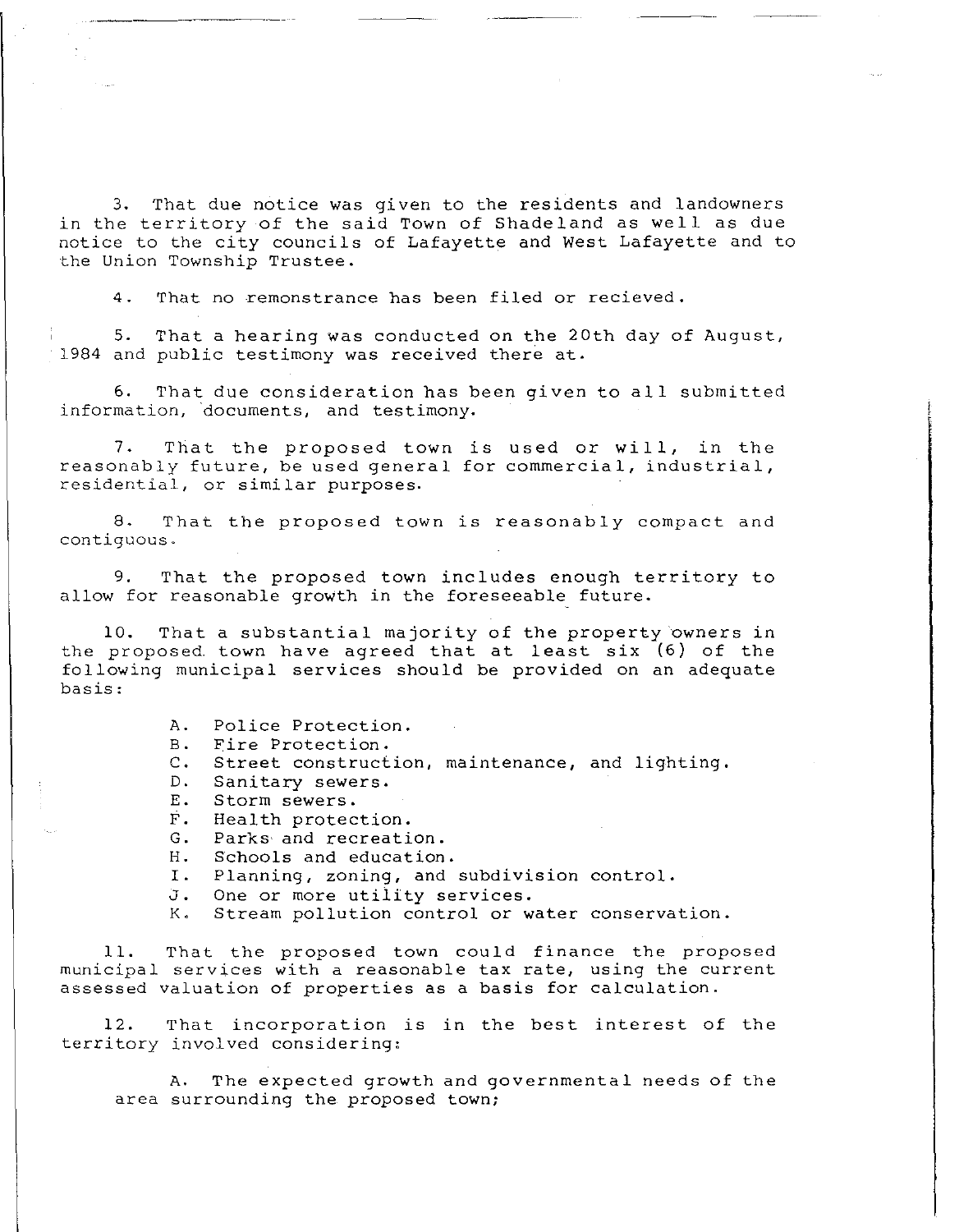3. That due notice was given to the residents and landowners in the territory of the said Town of Shadeland as well as due notice to the city councils of Lafayette and West Lafayette and to the Union Township Trustee.

4. That no remonstrance has been filed or recieved.

5. That a hearing was conducted on the 20th day of August, 1984 and public testimony was received there at.

6. That due consideration has been given to all submitted information, documents, and testimony.

7. That the proposed town is used or will, in the reasonably future, be used general for commercial, industrial, residential, or similar purposes.

8. That the proposed town is reasonably compact and contiguous.

9. That the proposed town includes enough territory to allow for reasonable growth in the foreseeable future.

10. That a substantial majority of the property owners in the proposed town have agreed that at least six (6) of the following municipal services should be provided on an adequate basis:

A. Police Protection.
B. Fire Protection.
C. Street construction, maintenance, and lighting.
D. Sanitary sewers.
E. Storm sewers.
F. Health protection.
G. Parks and recreation.
H. Schools and education.
I. Planning, zoning, and subdivision control.
J. One or more utility services.
K. Stream pollution control or water conservation.

11. That the proposed town could finance the proposed municipal services with a reasonable tax rate, using the current assessed valuation of properties as a basis for calculation.

12. That incorporation is in the best interest of the territory involved considering:

A. The expected growth and governmental needs of the area surrounding the proposed town;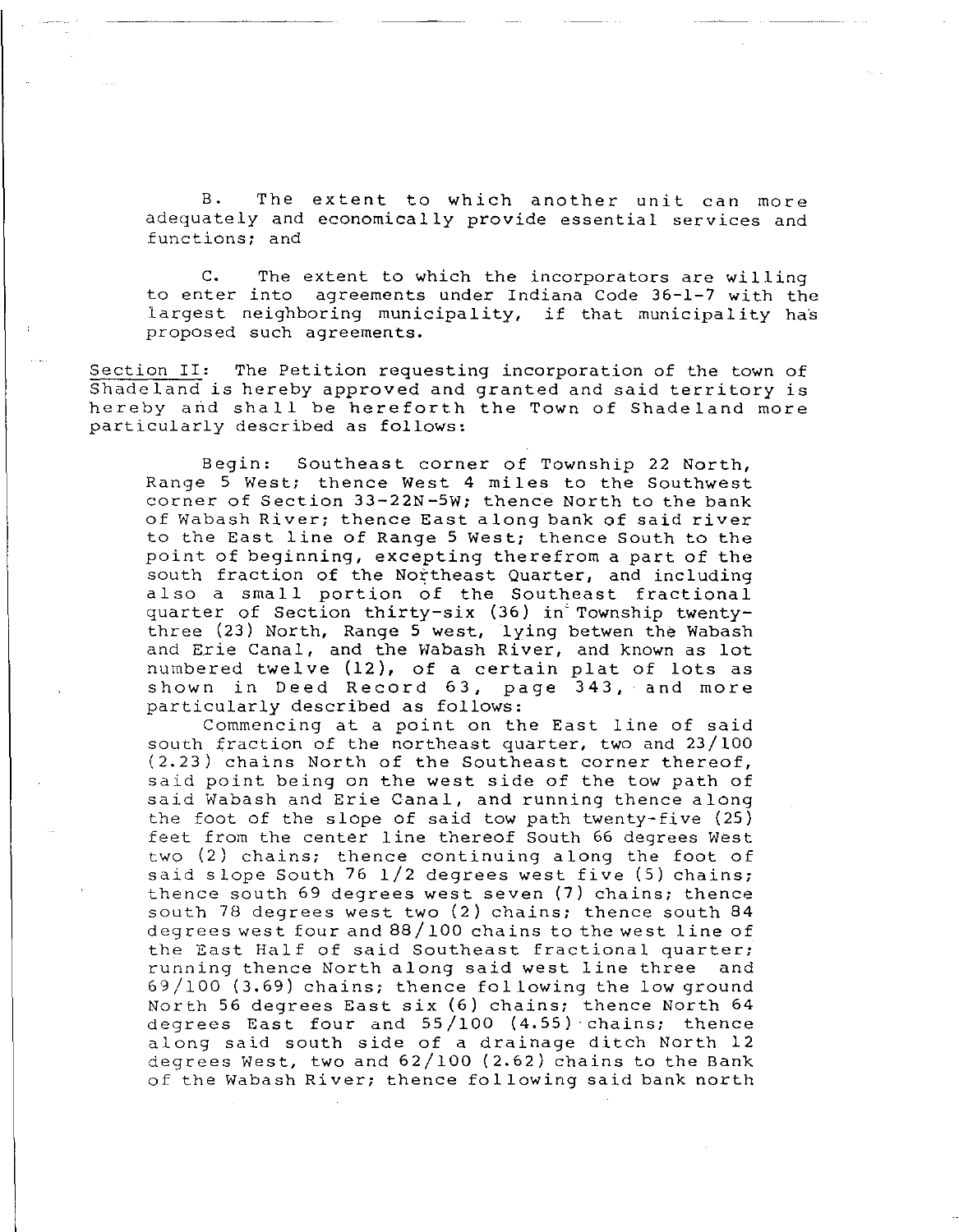B. The extent to which another unit can more adequately and economically provide essential services and functions; and

C. The extent to which the incorporators are willing to enter into agreements under Indiana Code 36-1-7 with the largest neighboring municipality, if that municipality has proposed such agreements.

Section II: The Petition requesting incorporation of the town of Shadeland is hereby approved and granted and said territory is hereby and shall be hereforth the Town of Shadeland more particularly described as follows:

Begin: Southeast corner of Township 22 North, Range 5 West; thence West 4 miles to the Southwest corner of Section 33-22N-5W; thence North to the bank of Wabash River; thence East along bank of said river to the East line of Range 5 West; thence South to the point of beginning, excepting therefrom a part of the south fraction of the Northeast Quarter, and including also a small portion of the Southeast fractional quarter of Section thirty-six (36) in Township twenty-three (23) North, Range 5 west, lying betwen the Wabash and Erie Canal, and the Wabash River, and known as lot numbered twelve (12), of a certain plat of lots as shown in Deed Record 63, page 343, and more particularly described as follows:

Commencing at a point on the East line of said south fraction of the northeast quarter, two and 23/100 (2.23) chains North of the Southeast corner thereof, said point being on the west side of the tow path of said Wabash and Erie Canal, and running thence along the foot of the slope of said tow path twenty-five (25) feet from the center line thereof South 66 degrees West two (2) chains; thence continuing along the foot of said slope South 76 1/2 degrees west five (5) chains; thence south 69 degrees west seven (7) chains; thence south 78 degrees west two (2) chains; thence south 84 degrees west four and 88/100 chains to the west line of the East Half of said Southeast fractional quarter; running thence North along said west line three and 69/100 (3.69) chains; thence following the low ground North 56 degrees East six (6) chains; thence North 64 degrees East four and 55/100 (4.55) chains; thence along said south side of a drainage ditch North 12 degrees West, two and 62/100 (2.62) chains to the Bank of the Wabash River; thence following said bank north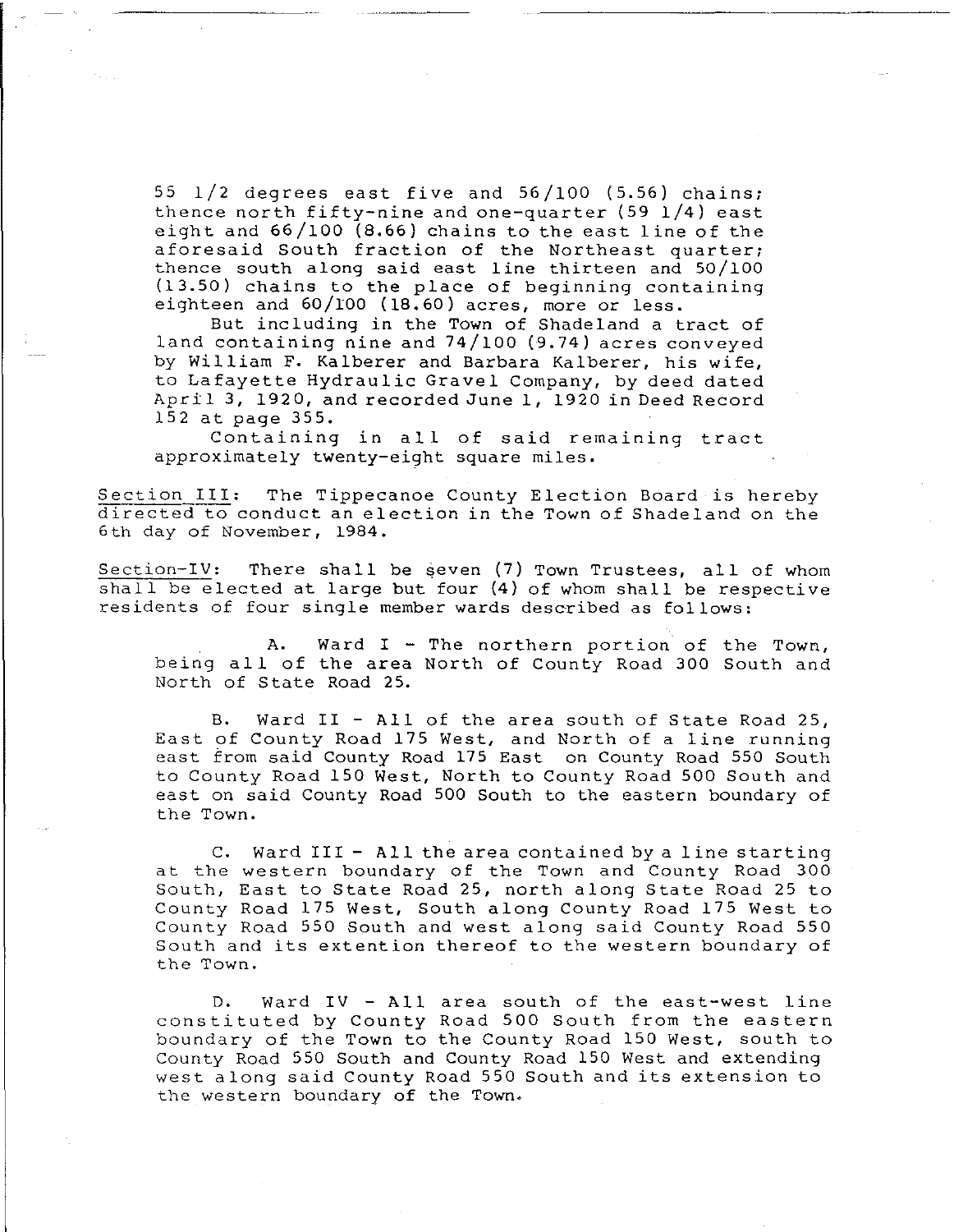55 1/2 degrees east five and 56/100 (5.56) chains; thence north fifty-nine and one-quarter (59 1/4) east eight and 66/100 (8.66) chains to the east line of the aforesaid South fraction of the Northeast quarter; thence south along said east line thirteen and 50/100 (13.50) chains to the place of beginning containing eighteen and 60/100 (18.60) acres, more or less.

But including in the Town of Shadeland a tract of land containing nine and 74/100 (9.74) acres conveyed by William F. Kalberer and Barbara Kalberer, his wife, to Lafayette Hydraulic Gravel Company, by deed dated April 3, 1920, and recorded June 1, 1920 in Deed Record 152 at page 355.

Containing in all of said remaining tract approximately twenty-eight square miles.

Section III: The Tippecanoe County Election Board is hereby directed to conduct an election in the Town of Shadeland on the 6th day of November, 1984.

Section-IV: There shall be seven (7) Town Trustees, all of whom shall be elected at large but four (4) of whom shall be respective residents of four single member wards described as follows:

A. Ward I - The northern portion of the Town, being all of the area North of County Road 300 South and North of State Road 25.

B. Ward II - All of the area south of State Road 25, East of County Road 175 West, and North of a line running east from said County Road 175 East on County Road 550 South to County Road 150 West, North to County Road 500 South and east on said County Road 500 South to the eastern boundary of the Town.

C. Ward III - All the area contained by a line starting at the western boundary of the Town and County Road 300 South, East to State Road 25, north along State Road 25 to County Road 175 West, South along County Road 175 West to County Road 550 South and west along said County Road 550 South and its extention thereof to the western boundary of the Town.

D. Ward IV - All area south of the east-west line constituted by County Road 500 South from the eastern boundary of the Town to the County Road 150 West, south to County Road 550 South and County Road 150 West and extending west along said County Road 550 South and its extension to the western boundary of the Town.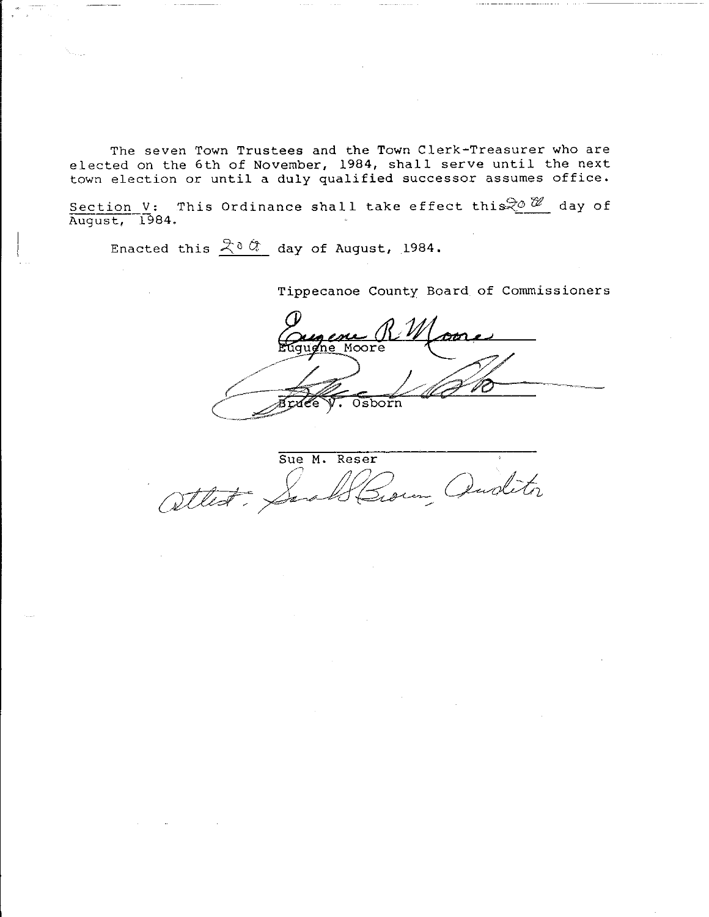The seven Town Trustees and the Town Clerk-Treasurer who are elected on the 6th of November, 1984, shall serve until the next town election or until a duly qualified successor assumes office.

Section V: This Ordinance shall take effect this 20th day of August, 1984.

Enacted this 20th day of August, 1984.

Tippecanoe County Board of Commissioners

Eugene R Moore
Euguene Moore

Bruce V. Osborn

Sue M. Reser

Attest: Sarah Brown, Auditor